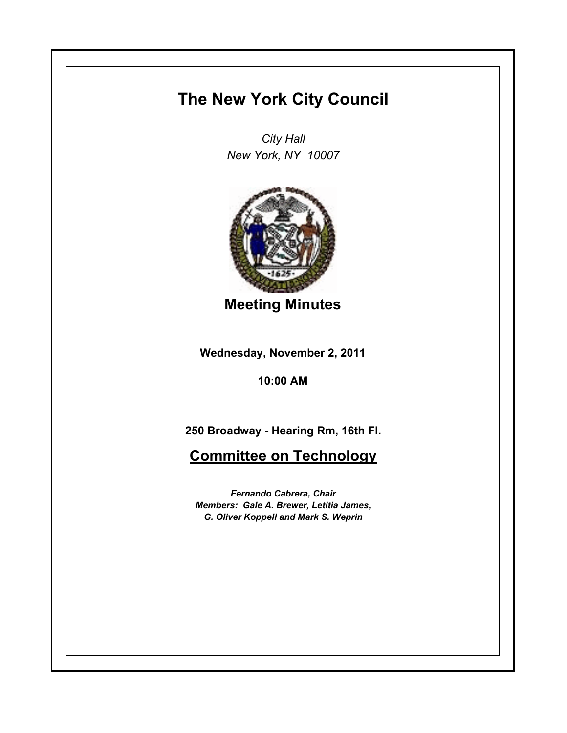# The New York City Council

*City Hall*
*New York, NY 10007*

## Meeting Minutes

**Wednesday, November 2, 2011**

**10:00 AM**

**250 Broadway - Hearing Rm, 16th Fl.**

## Committee on Technology

***Fernando Cabrera, Chair***
***Members: Gale A. Brewer, Letitia James,***
***G. Oliver Koppell and Mark S. Weprin***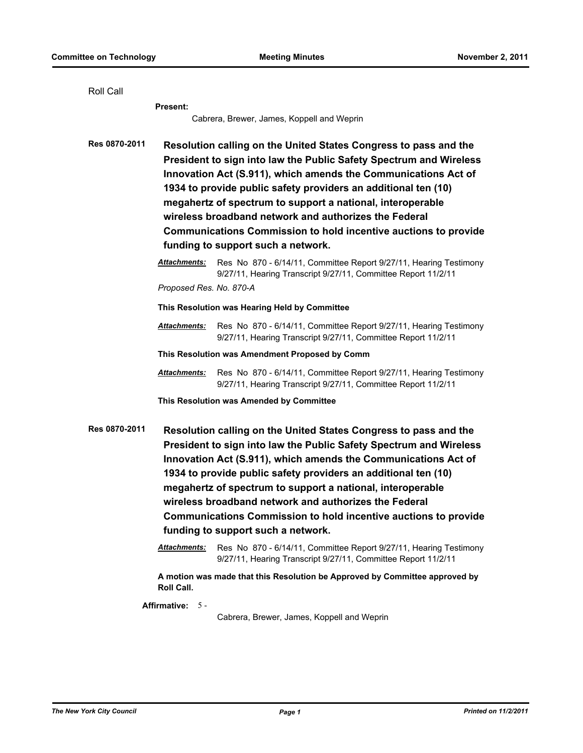Roll Call

**Present:**

Cabrera, Brewer, James, Koppell and Weprin

**Res 0870-2011** **Resolution calling on the United States Congress to pass and the President to sign into law the Public Safety Spectrum and Wireless Innovation Act (S.911), which amends the Communications Act of 1934 to provide public safety providers an additional ten (10) megahertz of spectrum to support a national, interoperable wireless broadband network and authorizes the Federal Communications Commission to hold incentive auctions to provide funding to support such a network.**

***Attachments:*** Res No 870 - 6/14/11, Committee Report 9/27/11, Hearing Testimony 9/27/11, Hearing Transcript 9/27/11, Committee Report 11/2/11

*Proposed Res. No. 870-A*

**This Resolution was Hearing Held by Committee**

***Attachments:*** Res No 870 - 6/14/11, Committee Report 9/27/11, Hearing Testimony 9/27/11, Hearing Transcript 9/27/11, Committee Report 11/2/11

**This Resolution was Amendment Proposed by Comm**

***Attachments:*** Res No 870 - 6/14/11, Committee Report 9/27/11, Hearing Testimony 9/27/11, Hearing Transcript 9/27/11, Committee Report 11/2/11

**This Resolution was Amended by Committee**

**Res 0870-2011** **Resolution calling on the United States Congress to pass and the President to sign into law the Public Safety Spectrum and Wireless Innovation Act (S.911), which amends the Communications Act of 1934 to provide public safety providers an additional ten (10) megahertz of spectrum to support a national, interoperable wireless broadband network and authorizes the Federal Communications Commission to hold incentive auctions to provide funding to support such a network.**

***Attachments:*** Res No 870 - 6/14/11, Committee Report 9/27/11, Hearing Testimony 9/27/11, Hearing Transcript 9/27/11, Committee Report 11/2/11

**A motion was made that this Resolution be Approved by Committee approved by Roll Call.**

**Affirmative:** 5 -

Cabrera, Brewer, James, Koppell and Weprin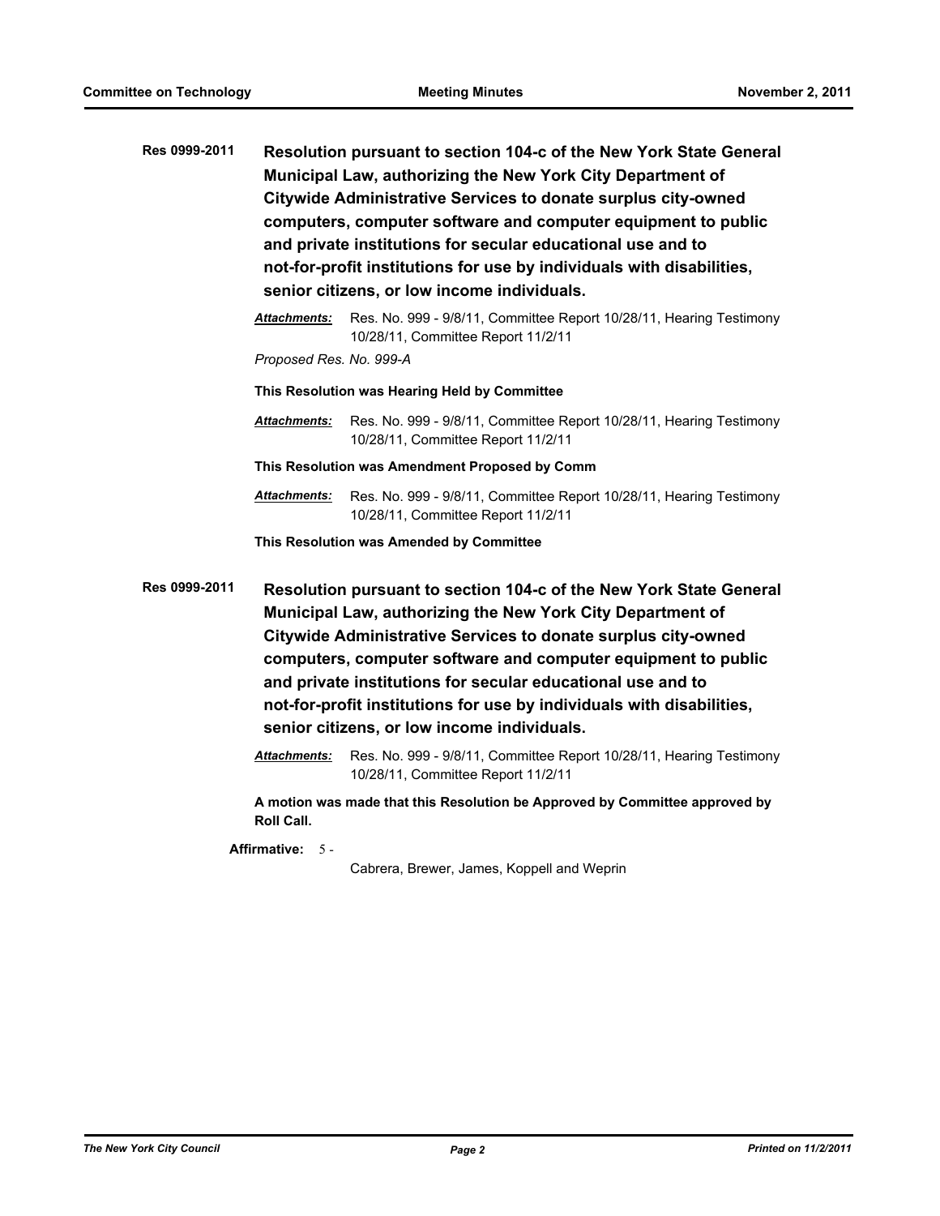**Res 0999-2011** **Resolution pursuant to section 104-c of the New York State General Municipal Law, authorizing the New York City Department of Citywide Administrative Services to donate surplus city-owned computers, computer software and computer equipment to public and private institutions for secular educational use and to not-for-profit institutions for use by individuals with disabilities, senior citizens, or low income individuals.**

***Attachments:*** Res. No. 999 - 9/8/11, Committee Report 10/28/11, Hearing Testimony 10/28/11, Committee Report 11/2/11

*Proposed Res. No. 999-A*

**This Resolution was Hearing Held by Committee**

***Attachments:*** Res. No. 999 - 9/8/11, Committee Report 10/28/11, Hearing Testimony 10/28/11, Committee Report 11/2/11

**This Resolution was Amendment Proposed by Comm**

***Attachments:*** Res. No. 999 - 9/8/11, Committee Report 10/28/11, Hearing Testimony 10/28/11, Committee Report 11/2/11

**This Resolution was Amended by Committee**

**Res 0999-2011** **Resolution pursuant to section 104-c of the New York State General Municipal Law, authorizing the New York City Department of Citywide Administrative Services to donate surplus city-owned computers, computer software and computer equipment to public and private institutions for secular educational use and to not-for-profit institutions for use by individuals with disabilities, senior citizens, or low income individuals.**

***Attachments:*** Res. No. 999 - 9/8/11, Committee Report 10/28/11, Hearing Testimony 10/28/11, Committee Report 11/2/11

**A motion was made that this Resolution be Approved by Committee approved by Roll Call.**

**Affirmative:** 5 - Cabrera, Brewer, James, Koppell and Weprin